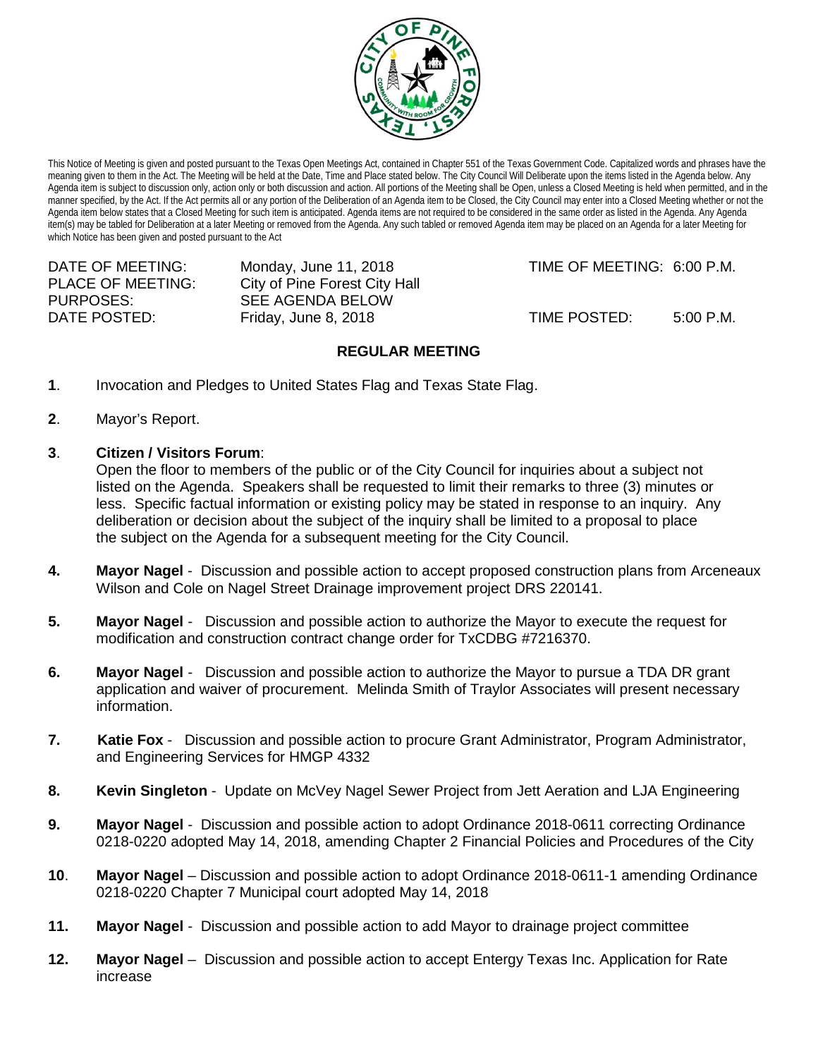This Notice of Meeting is given and posted pursuant to the Texas Open Meetings Act, contained in Chapter 551 of the Texas Government Code. Capitalized words and phrases have the meaning given to them in the Act. The Meeting will be held at the Date, Time and Place stated below. The City Council Will Deliberate upon the items listed in the Agenda below. Any Agenda item is subject to discussion only, action only or both discussion and action. All portions of the Meeting shall be Open, unless a Closed Meeting is held when permitted, and in the manner specified, by the Act. If the Act permits all or any portion of the Deliberation of an Agenda item to be Closed, the City Council may enter into a Closed Meeting whether or not the Agenda item below states that a Closed Meeting for such item is anticipated. Agenda items are not required to be considered in the same order as listed in the Agenda. Any Agenda item(s) may be tabled for Deliberation at a later Meeting or removed from the Agenda. Any such tabled or removed Agenda item may be placed on an Agenda for a later Meeting for which Notice has been given and posted pursuant to the Act

| | | | |
|---|---|---|---|
| DATE OF MEETING: | Monday, June 11, 2018 | TIME OF MEETING: | 6:00 P.M. |
| PLACE OF MEETING: | City of Pine Forest City Hall | | |
| PURPOSES: | SEE AGENDA BELOW | | |
| DATE POSTED: | Friday, June 8, 2018 | TIME POSTED: | 5:00 P.M. |

## REGULAR MEETING

**1**. Invocation and Pledges to United States Flag and Texas State Flag.

**2**. Mayor's Report.

**3**. **Citizen / Visitors Forum**:
Open the floor to members of the public or of the City Council for inquiries about a subject not listed on the Agenda. Speakers shall be requested to limit their remarks to three (3) minutes or less. Specific factual information or existing policy may be stated in response to an inquiry. Any deliberation or decision about the subject of the inquiry shall be limited to a proposal to place the subject on the Agenda for a subsequent meeting for the City Council.

**4.** **Mayor Nagel** - Discussion and possible action to accept proposed construction plans from Arceneaux Wilson and Cole on Nagel Street Drainage improvement project DRS 220141.

**5.** **Mayor Nagel** - Discussion and possible action to authorize the Mayor to execute the request for modification and construction contract change order for TxCDBG #7216370.

**6.** **Mayor Nagel** - Discussion and possible action to authorize the Mayor to pursue a TDA DR grant application and waiver of procurement. Melinda Smith of Traylor Associates will present necessary information.

**7.** **Katie Fox** - Discussion and possible action to procure Grant Administrator, Program Administrator, and Engineering Services for HMGP 4332

**8.** **Kevin Singleton** - Update on McVey Nagel Sewer Project from Jett Aeration and LJA Engineering

**9.** **Mayor Nagel** - Discussion and possible action to adopt Ordinance 2018-0611 correcting Ordinance 0218-0220 adopted May 14, 2018, amending Chapter 2 Financial Policies and Procedures of the City

**10**. **Mayor Nagel** – Discussion and possible action to adopt Ordinance 2018-0611-1 amending Ordinance 0218-0220 Chapter 7 Municipal court adopted May 14, 2018

**11.** **Mayor Nagel** - Discussion and possible action to add Mayor to drainage project committee

**12.** **Mayor Nagel** – Discussion and possible action to accept Entergy Texas Inc. Application for Rate increase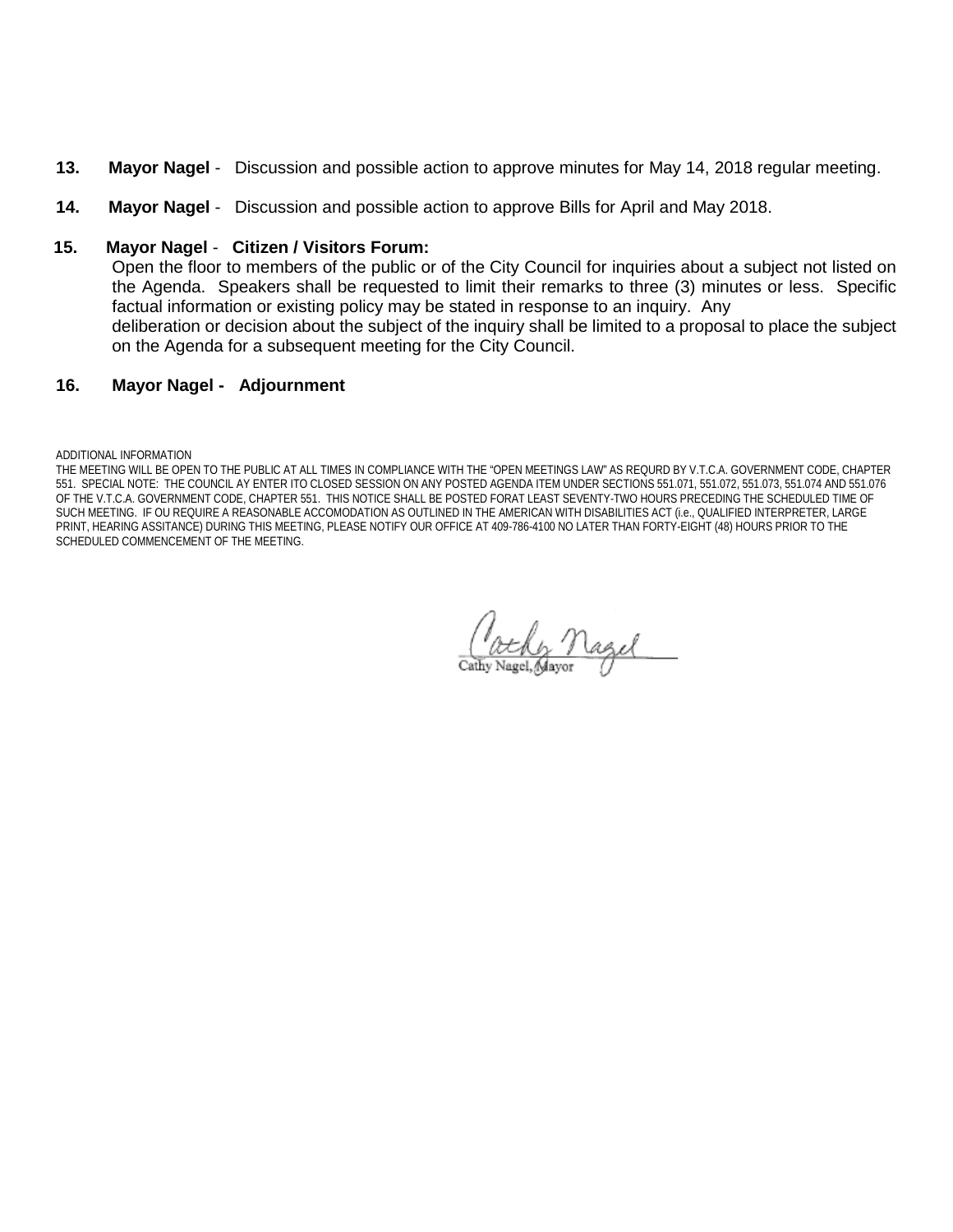**13.** **Mayor Nagel** - Discussion and possible action to approve minutes for May 14, 2018 regular meeting.

**14.** **Mayor Nagel** - Discussion and possible action to approve Bills for April and May 2018.

**15.** **Mayor Nagel** - **Citizen / Visitors Forum:**
Open the floor to members of the public or of the City Council for inquiries about a subject not listed on the Agenda. Speakers shall be requested to limit their remarks to three (3) minutes or less. Specific factual information or existing policy may be stated in response to an inquiry. Any deliberation or decision about the subject of the inquiry shall be limited to a proposal to place the subject on the Agenda for a subsequent meeting for the City Council.

**16.** **Mayor Nagel - Adjournment**

ADDITIONAL INFORMATION

THE MEETING WILL BE OPEN TO THE PUBLIC AT ALL TIMES IN COMPLIANCE WITH THE "OPEN MEETINGS LAW" AS REQURD BY V.T.C.A. GOVERNMENT CODE, CHAPTER 551. SPECIAL NOTE: THE COUNCIL AY ENTER ITO CLOSED SESSION ON ANY POSTED AGENDA ITEM UNDER SECTIONS 551.071, 551.072, 551.073, 551.074 AND 551.076 OF THE V.T.C.A. GOVERNMENT CODE, CHAPTER 551. THIS NOTICE SHALL BE POSTED FORAT LEAST SEVENTY-TWO HOURS PRECEDING THE SCHEDULED TIME OF SUCH MEETING. IF OU REQUIRE A REASONABLE ACCOMODATION AS OUTLINED IN THE AMERICAN WITH DISABILITIES ACT (i.e., QUALIFIED INTERPRETER, LARGE PRINT, HEARING ASSITANCE) DURING THIS MEETING, PLEASE NOTIFY OUR OFFICE AT 409-786-4100 NO LATER THAN FORTY-EIGHT (48) HOURS PRIOR TO THE SCHEDULED COMMENCEMENT OF THE MEETING.

Cathy Nagel

Cathy Nagel, Mayor